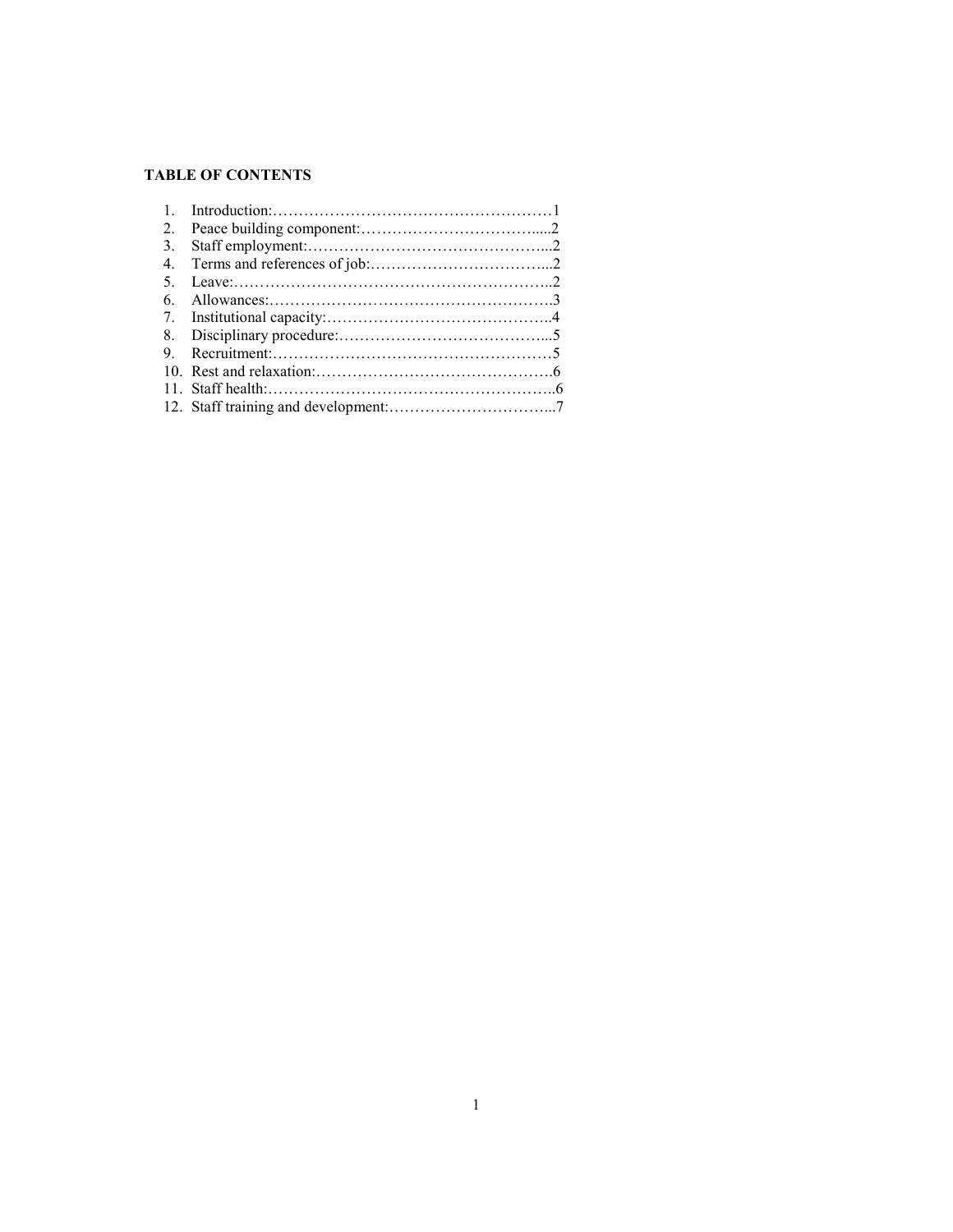**TABLE OF CONTENTS**

1. Introduction:………………………………………………1
2. Peace building component:……………………………….....2
3. Staff employment:………………………………………...2
4. Terms and references of job:…………………………….....2
5. Leave:……………………………………………………..2
6. Allowances:……………………………………………….3
7. Institutional capacity:……………………………………..4
8. Disciplinary procedure:…………………………………...5
9. Recruitment:………………………………………………5
10. Rest and relaxation:……………………………………….6
11. Staff health:………………………………………………..6
12. Staff training and development:…………………………...7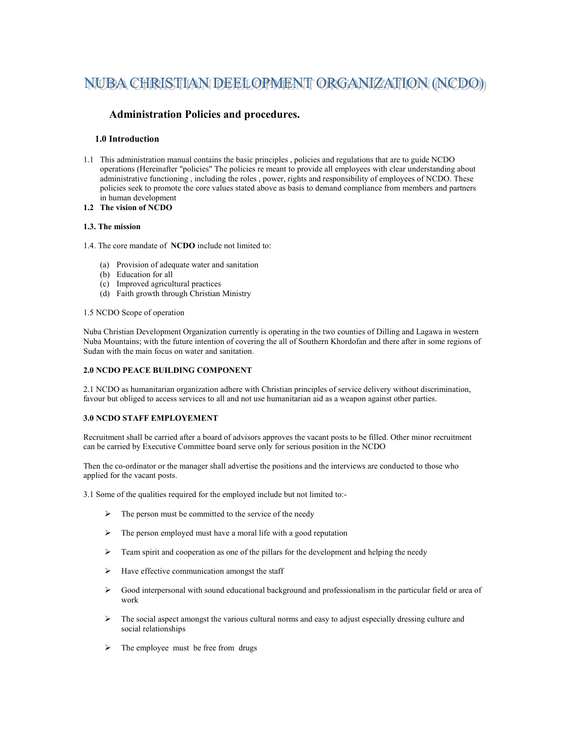# NUBA CHRISTIAN DEELOPMENT ORGANIZATION (NCDO)

## Administration Policies and procedures.

### 1.0 Introduction

1.1 This administration manual contains the basic principles , policies and regulations that are to guide NCDO operations (Hereinafter "policies" The policies re meant to provide all employees with clear understanding about administrative functioning , including the roles , power, rights and responsibility of employees of NCDO. These policies seek to promote the core values stated above as basis to demand compliance from members and partners in human development

**1.2 The vision of NCDO**

**1.3. The mission**

1.4. The core mandate of **NCDO** include not limited to:

(a) Provision of adequate water and sanitation
(b) Education for all
(c) Improved agricultural practices
(d) Faith growth through Christian Ministry

1.5 NCDO Scope of operation

Nuba Christian Development Organization currently is operating in the two counties of Dilling and Lagawa in western Nuba Mountains; with the future intention of covering the all of Southern Khordofan and there after in some regions of Sudan with the main focus on water and sanitation.

**2.0 NCDO PEACE BUILDING COMPONENT**

2.1 NCDO as humanitarian organization adhere with Christian principles of service delivery without discrimination, favour but obliged to access services to all and not use humanitarian aid as a weapon against other parties.

**3.0 NCDO STAFF EMPLOYEMENT**

Recruitment shall be carried after a board of advisors approves the vacant posts to be filled. Other minor recruitment can be carried by Executive Committee board serve only for serious position in the NCDO

Then the co-ordinator or the manager shall advertise the positions and the interviews are conducted to those who applied for the vacant posts.

3.1 Some of the qualities required for the employed include but not limited to:-

- The person must be committed to the service of the needy
- The person employed must have a moral life with a good reputation
- Team spirit and cooperation as one of the pillars for the development and helping the needy
- Have effective communication amongst the staff
- Good interpersonal with sound educational background and professionalism in the particular field or area of work
- The social aspect amongst the various cultural norms and easy to adjust especially dressing culture and social relationships
- The employee must be free from drugs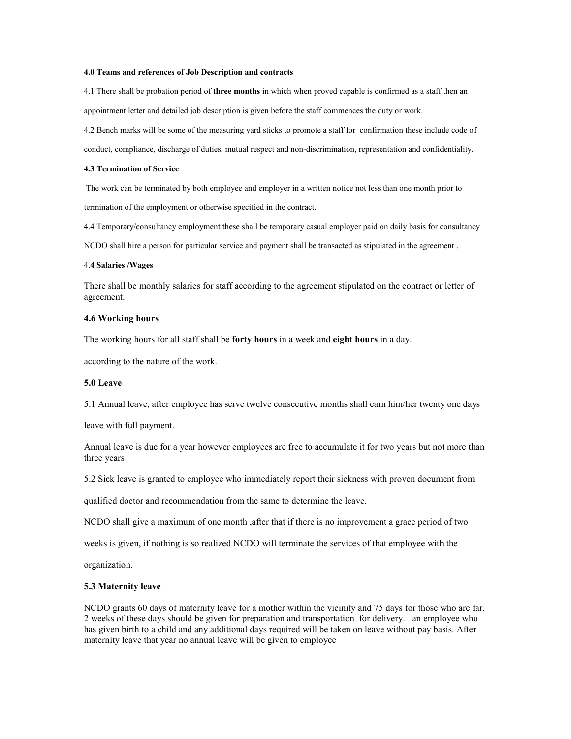#### 4.0 Teams and references of Job Description and contracts

4.1 There shall be probation period of **three months** in which when proved capable is confirmed as a staff then an appointment letter and detailed job description is given before the staff commences the duty or work.

4.2 Bench marks will be some of the measuring yard sticks to promote a staff for confirmation these include code of conduct, compliance, discharge of duties, mutual respect and non-discrimination, representation and confidentiality.

#### 4.3 Termination of Service

The work can be terminated by both employee and employer in a written notice not less than one month prior to termination of the employment or otherwise specified in the contract.

4.4 Temporary/consultancy employment these shall be temporary casual employer paid on daily basis for consultancy NCDO shall hire a person for particular service and payment shall be transacted as stipulated in the agreement .

#### 4.4 Salaries /Wages

There shall be monthly salaries for staff according to the agreement stipulated on the contract or letter of agreement.

#### 4.6 Working hours

The working hours for all staff shall be **forty hours** in a week and **eight hours** in a day.

according to the nature of the work.

#### 5.0 Leave

5.1 Annual leave, after employee has serve twelve consecutive months shall earn him/her twenty one days leave with full payment.

Annual leave is due for a year however employees are free to accumulate it for two years but not more than three years

5.2 Sick leave is granted to employee who immediately report their sickness with proven document from qualified doctor and recommendation from the same to determine the leave.

NCDO shall give a maximum of one month ,after that if there is no improvement a grace period of two weeks is given, if nothing is so realized NCDO will terminate the services of that employee with the organization.

#### 5.3 Maternity leave

NCDO grants 60 days of maternity leave for a mother within the vicinity and 75 days for those who are far. 2 weeks of these days should be given for preparation and transportation for delivery. an employee who has given birth to a child and any additional days required will be taken on leave without pay basis. After maternity leave that year no annual leave will be given to employee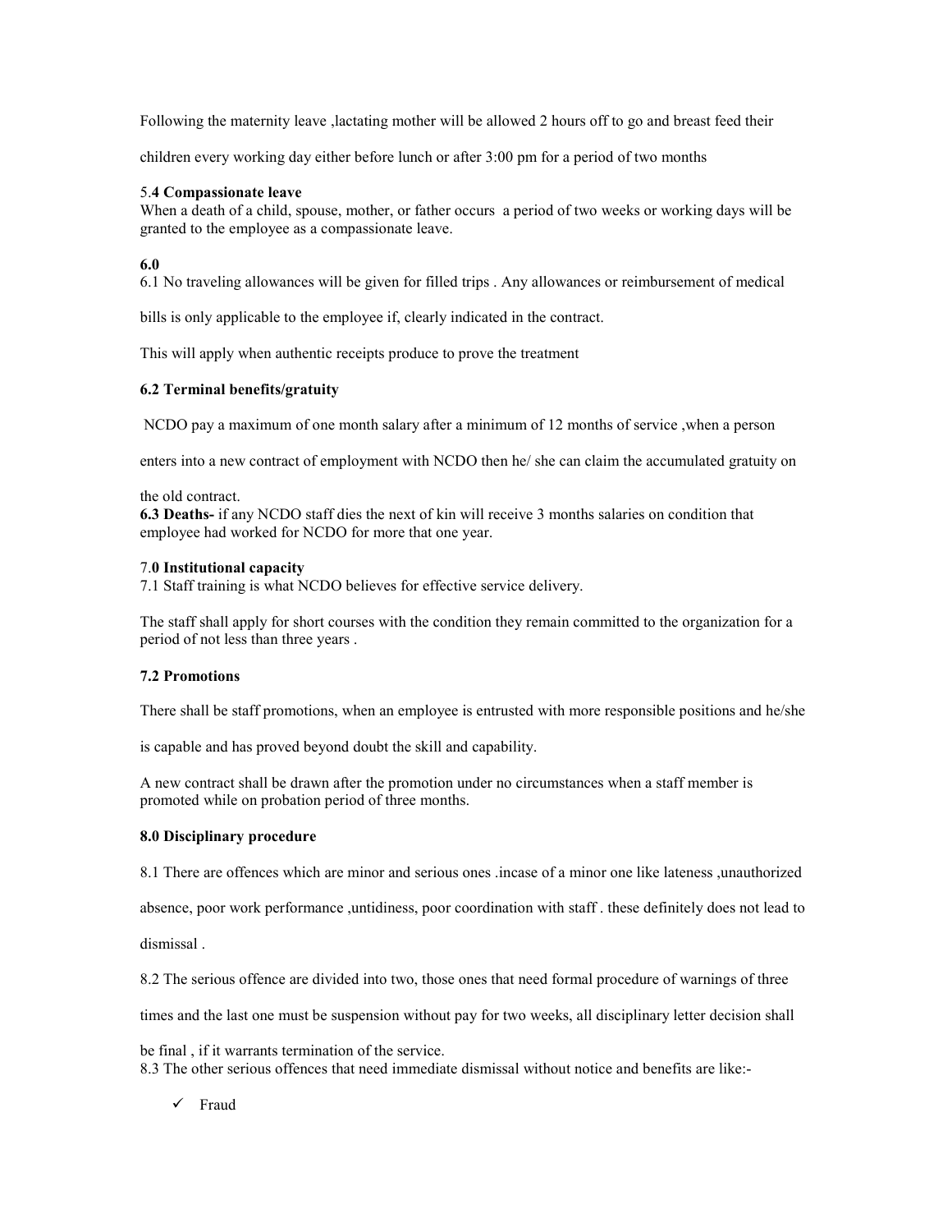Following the maternity leave ,lactating mother will be allowed 2 hours off to go and breast feed their children every working day either before lunch or after 3:00 pm for a period of two months

5.**4 Compassionate leave**

When a death of a child, spouse, mother, or father occurs a period of two weeks or working days will be granted to the employee as a compassionate leave.

**6.0**

6.1 No traveling allowances will be given for filled trips . Any allowances or reimbursement of medical bills is only applicable to the employee if, clearly indicated in the contract.

This will apply when authentic receipts produce to prove the treatment

**6.2 Terminal benefits/gratuity**

NCDO pay a maximum of one month salary after a minimum of 12 months of service ,when a person enters into a new contract of employment with NCDO then he/ she can claim the accumulated gratuity on the old contract.

**6.3 Deaths-** if any NCDO staff dies the next of kin will receive 3 months salaries on condition that employee had worked for NCDO for more that one year.

7.**0 Institutional capacity**

7.1 Staff training is what NCDO believes for effective service delivery.

The staff shall apply for short courses with the condition they remain committed to the organization for a period of not less than three years .

**7.2 Promotions**

There shall be staff promotions, when an employee is entrusted with more responsible positions and he/she is capable and has proved beyond doubt the skill and capability.

A new contract shall be drawn after the promotion under no circumstances when a staff member is promoted while on probation period of three months.

**8.0 Disciplinary procedure**

8.1 There are offences which are minor and serious ones .incase of a minor one like lateness ,unauthorized absence, poor work performance ,untidiness, poor coordination with staff . these definitely does not lead to dismissal .

8.2 The serious offence are divided into two, those ones that need formal procedure of warnings of three times and the last one must be suspension without pay for two weeks, all disciplinary letter decision shall be final , if it warrants termination of the service.

8.3 The other serious offences that need immediate dismissal without notice and benefits are like:-

- ✓ Fraud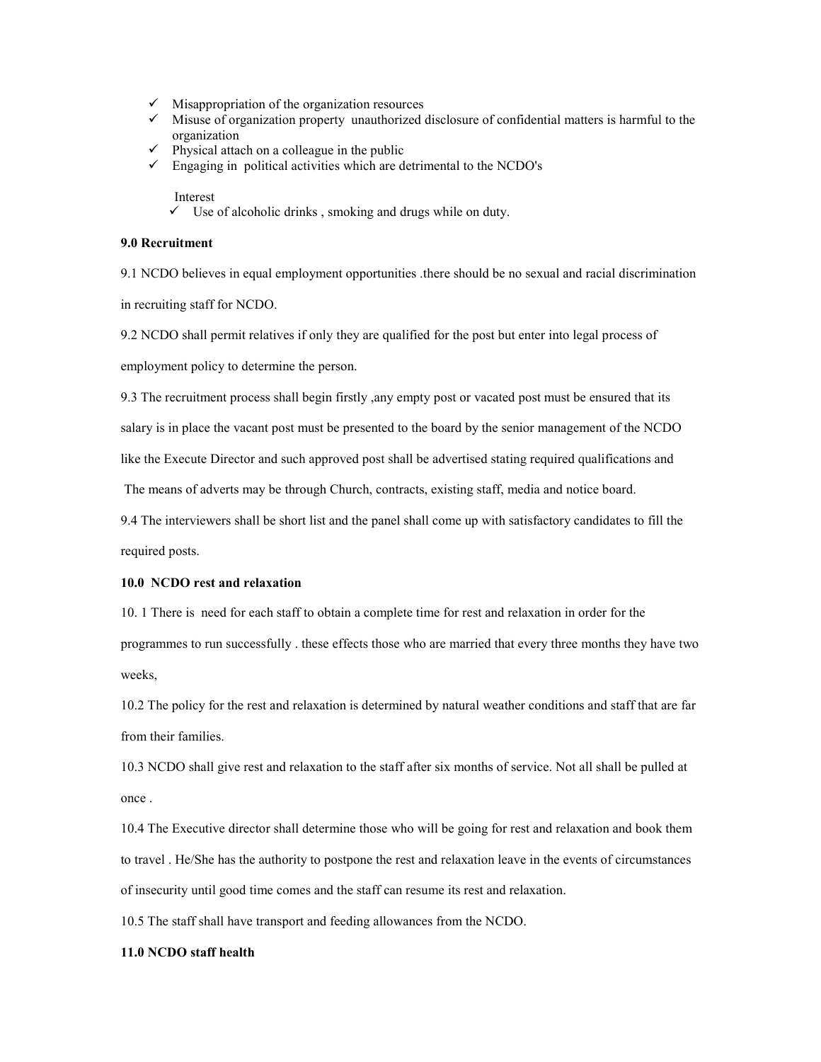- ✓ Misappropriation of the organization resources
- ✓ Misuse of organization property unauthorized disclosure of confidential matters is harmful to the organization
- ✓ Physical attach on a colleague in the public
- ✓ Engaging in political activities which are detrimental to the NCDO's

  Interest
- ✓ Use of alcoholic drinks , smoking and drugs while on duty.

**9.0 Recruitment**

9.1 NCDO believes in equal employment opportunities .there should be no sexual and racial discrimination in recruiting staff for NCDO.

9.2 NCDO shall permit relatives if only they are qualified for the post but enter into legal process of employment policy to determine the person.

9.3 The recruitment process shall begin firstly ,any empty post or vacated post must be ensured that its salary is in place the vacant post must be presented to the board by the senior management of the NCDO like the Execute Director and such approved post shall be advertised stating required qualifications and The means of adverts may be through Church, contracts, existing staff, media and notice board.

9.4 The interviewers shall be short list and the panel shall come up with satisfactory candidates to fill the required posts.

**10.0 NCDO rest and relaxation**

10. 1 There is need for each staff to obtain a complete time for rest and relaxation in order for the programmes to run successfully . these effects those who are married that every three months they have two weeks,

10.2 The policy for the rest and relaxation is determined by natural weather conditions and staff that are far from their families.

10.3 NCDO shall give rest and relaxation to the staff after six months of service. Not all shall be pulled at once .

10.4 The Executive director shall determine those who will be going for rest and relaxation and book them to travel . He/She has the authority to postpone the rest and relaxation leave in the events of circumstances of insecurity until good time comes and the staff can resume its rest and relaxation.

10.5 The staff shall have transport and feeding allowances from the NCDO.

**11.0 NCDO staff health**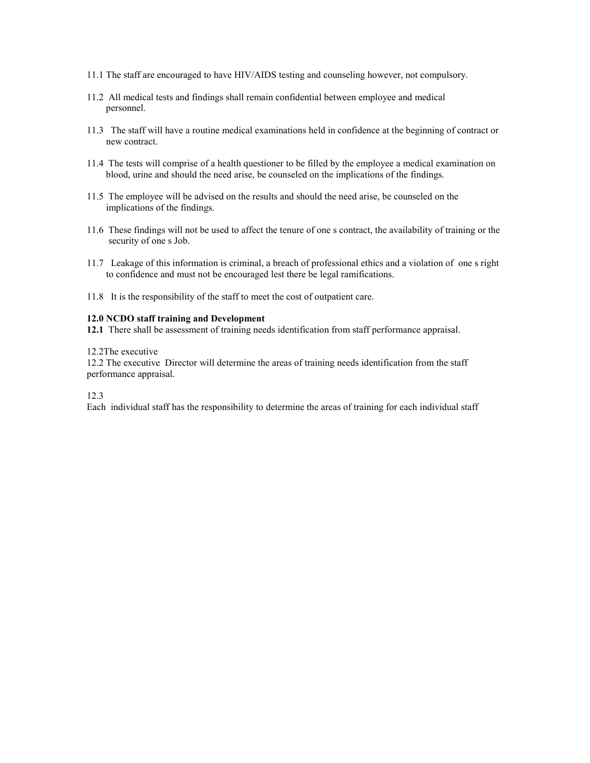11.1 The staff are encouraged to have HIV/AIDS testing and counseling however, not compulsory.

11.2 All medical tests and findings shall remain confidential between employee and medical personnel.

11.3 The staff will have a routine medical examinations held in confidence at the beginning of contract or new contract.

11.4 The tests will comprise of a health questioner to be filled by the employee a medical examination on blood, urine and should the need arise, be counseled on the implications of the findings.

11.5 The employee will be advised on the results and should the need arise, be counseled on the implications of the findings.

11.6 These findings will not be used to affect the tenure of one s contract, the availability of training or the security of one s Job.

11.7 Leakage of this information is criminal, a breach of professional ethics and a violation of one s right to confidence and must not be encouraged lest there be legal ramifications.

11.8 It is the responsibility of the staff to meet the cost of outpatient care.

**12.0 NCDO staff training and Development**

**12.1** There shall be assessment of training needs identification from staff performance appraisal.

12.2The executive

12.2 The executive Director will determine the areas of training needs identification from the staff performance appraisal.

12.3

Each individual staff has the responsibility to determine the areas of training for each individual staff